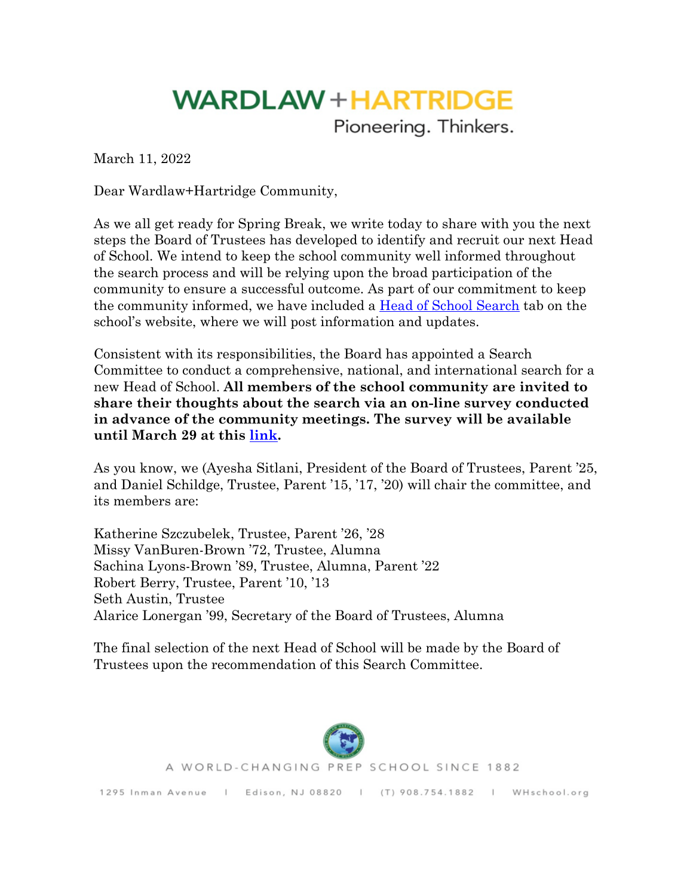# WARDLAW+HARTRIDGE

Pioneering. Thinkers.

March 11, 2022

Dear Wardlaw+Hartridge Community,

As we all get ready for Spring Break, we write today to share with you the next steps the Board of Trustees has developed to identify and recruit our next Head of School. We intend to keep the school community well informed throughout the search process and will be relying upon the broad participation of the community to ensure a successful outcome. As part of our commitment to keep the community informed, we have included a Head of School Search tab on the school's website, where we will post information and updates.

Consistent with its responsibilities, the Board has appointed a Search Committee to conduct a comprehensive, national, and international search for a new Head of School. **All members of the school community are invited to share their thoughts about the search via an on-line survey conducted in advance of the community meetings. The survey will be available until March 29 at this link.**

As you know, we (Ayesha Sitlani, President of the Board of Trustees, Parent '25, and Daniel Schildge, Trustee, Parent '15, '17, '20) will chair the committee, and its members are:

Katherine Szczubelek, Trustee, Parent '26, '28
Missy VanBuren-Brown '72, Trustee, Alumna
Sachina Lyons-Brown '89, Trustee, Alumna, Parent '22
Robert Berry, Trustee, Parent '10, '13
Seth Austin, Trustee
Alarice Lonergan '99, Secretary of the Board of Trustees, Alumna

The final selection of the next Head of School will be made by the Board of Trustees upon the recommendation of this Search Committee.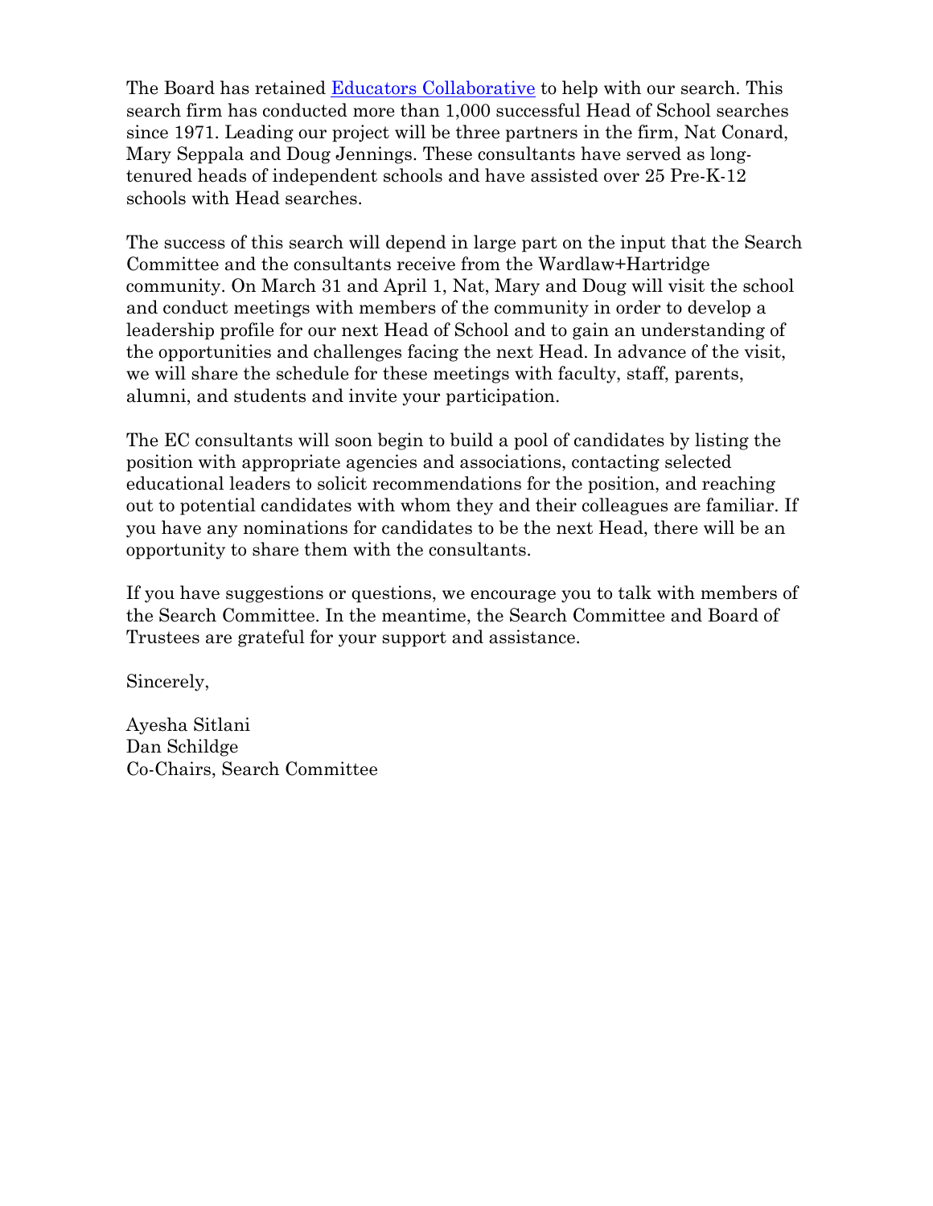The Board has retained Educators Collaborative to help with our search. This search firm has conducted more than 1,000 successful Head of School searches since 1971. Leading our project will be three partners in the firm, Nat Conard, Mary Seppala and Doug Jennings. These consultants have served as long-tenured heads of independent schools and have assisted over 25 Pre-K-12 schools with Head searches.

The success of this search will depend in large part on the input that the Search Committee and the consultants receive from the Wardlaw+Hartridge community. On March 31 and April 1, Nat, Mary and Doug will visit the school and conduct meetings with members of the community in order to develop a leadership profile for our next Head of School and to gain an understanding of the opportunities and challenges facing the next Head. In advance of the visit, we will share the schedule for these meetings with faculty, staff, parents, alumni, and students and invite your participation.

The EC consultants will soon begin to build a pool of candidates by listing the position with appropriate agencies and associations, contacting selected educational leaders to solicit recommendations for the position, and reaching out to potential candidates with whom they and their colleagues are familiar. If you have any nominations for candidates to be the next Head, there will be an opportunity to share them with the consultants.

If you have suggestions or questions, we encourage you to talk with members of the Search Committee. In the meantime, the Search Committee and Board of Trustees are grateful for your support and assistance.

Sincerely,

Ayesha Sitlani  
Dan Schildge  
Co-Chairs, Search Committee